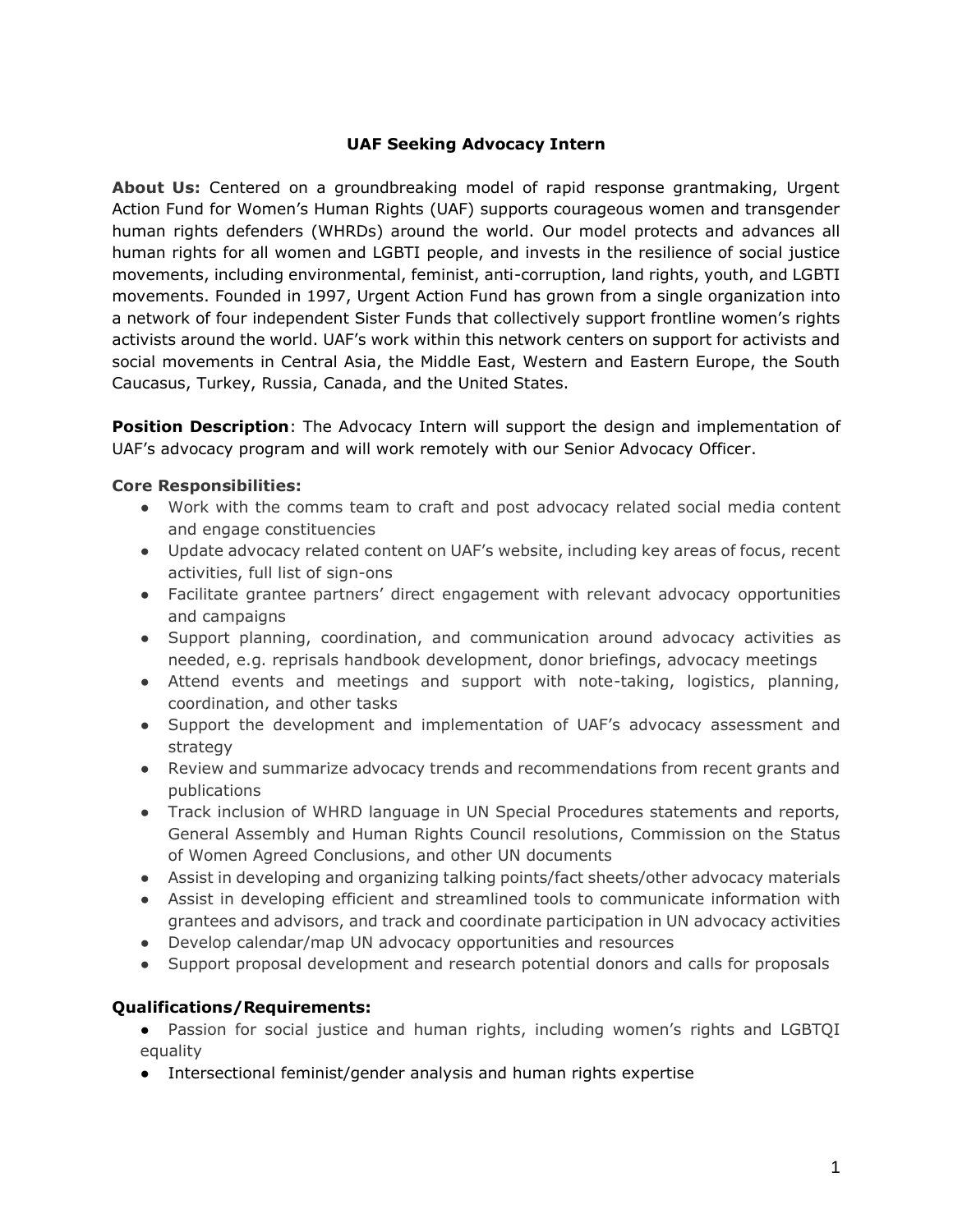# UAF Seeking Advocacy Intern

**About Us:** Centered on a groundbreaking model of rapid response grantmaking, Urgent Action Fund for Women's Human Rights (UAF) supports courageous women and transgender human rights defenders (WHRDs) around the world. Our model protects and advances all human rights for all women and LGBTI people, and invests in the resilience of social justice movements, including environmental, feminist, anti-corruption, land rights, youth, and LGBTI movements. Founded in 1997, Urgent Action Fund has grown from a single organization into a network of four independent Sister Funds that collectively support frontline women's rights activists around the world. UAF's work within this network centers on support for activists and social movements in Central Asia, the Middle East, Western and Eastern Europe, the South Caucasus, Turkey, Russia, Canada, and the United States.

**Position Description**: The Advocacy Intern will support the design and implementation of UAF's advocacy program and will work remotely with our Senior Advocacy Officer.

**Core Responsibilities:**

- Work with the comms team to craft and post advocacy related social media content and engage constituencies
- Update advocacy related content on UAF's website, including key areas of focus, recent activities, full list of sign-ons
- Facilitate grantee partners' direct engagement with relevant advocacy opportunities and campaigns
- Support planning, coordination, and communication around advocacy activities as needed, e.g. reprisals handbook development, donor briefings, advocacy meetings
- Attend events and meetings and support with note-taking, logistics, planning, coordination, and other tasks
- Support the development and implementation of UAF's advocacy assessment and strategy
- Review and summarize advocacy trends and recommendations from recent grants and publications
- Track inclusion of WHRD language in UN Special Procedures statements and reports, General Assembly and Human Rights Council resolutions, Commission on the Status of Women Agreed Conclusions, and other UN documents
- Assist in developing and organizing talking points/fact sheets/other advocacy materials
- Assist in developing efficient and streamlined tools to communicate information with grantees and advisors, and track and coordinate participation in UN advocacy activities
- Develop calendar/map UN advocacy opportunities and resources
- Support proposal development and research potential donors and calls for proposals

**Qualifications/Requirements:**

- Passion for social justice and human rights, including women's rights and LGBTQI equality
- Intersectional feminist/gender analysis and human rights expertise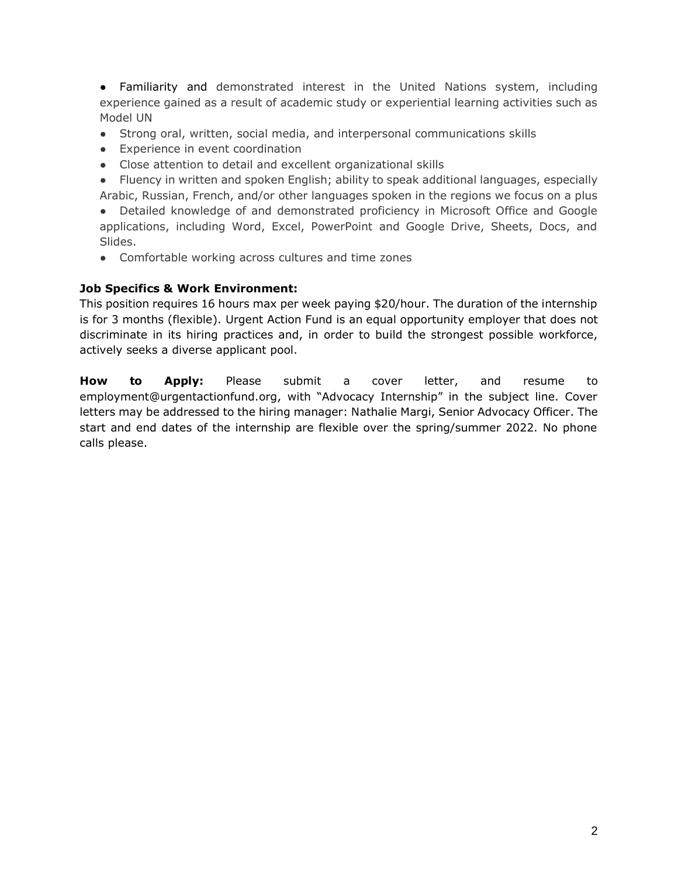- Familiarity and demonstrated interest in the United Nations system, including experience gained as a result of academic study or experiential learning activities such as Model UN
- Strong oral, written, social media, and interpersonal communications skills
- Experience in event coordination
- Close attention to detail and excellent organizational skills
- Fluency in written and spoken English; ability to speak additional languages, especially Arabic, Russian, French, and/or other languages spoken in the regions we focus on a plus
- Detailed knowledge of and demonstrated proficiency in Microsoft Office and Google applications, including Word, Excel, PowerPoint and Google Drive, Sheets, Docs, and Slides.
- Comfortable working across cultures and time zones

**Job Specifics & Work Environment:**

This position requires 16 hours max per week paying $20/hour. The duration of the internship is for 3 months (flexible). Urgent Action Fund is an equal opportunity employer that does not discriminate in its hiring practices and, in order to build the strongest possible workforce, actively seeks a diverse applicant pool.

**How to Apply:** Please submit a cover letter, and resume to employment@urgentactionfund.org, with "Advocacy Internship" in the subject line. Cover letters may be addressed to the hiring manager: Nathalie Margi, Senior Advocacy Officer. The start and end dates of the internship are flexible over the spring/summer 2022. No phone calls please.